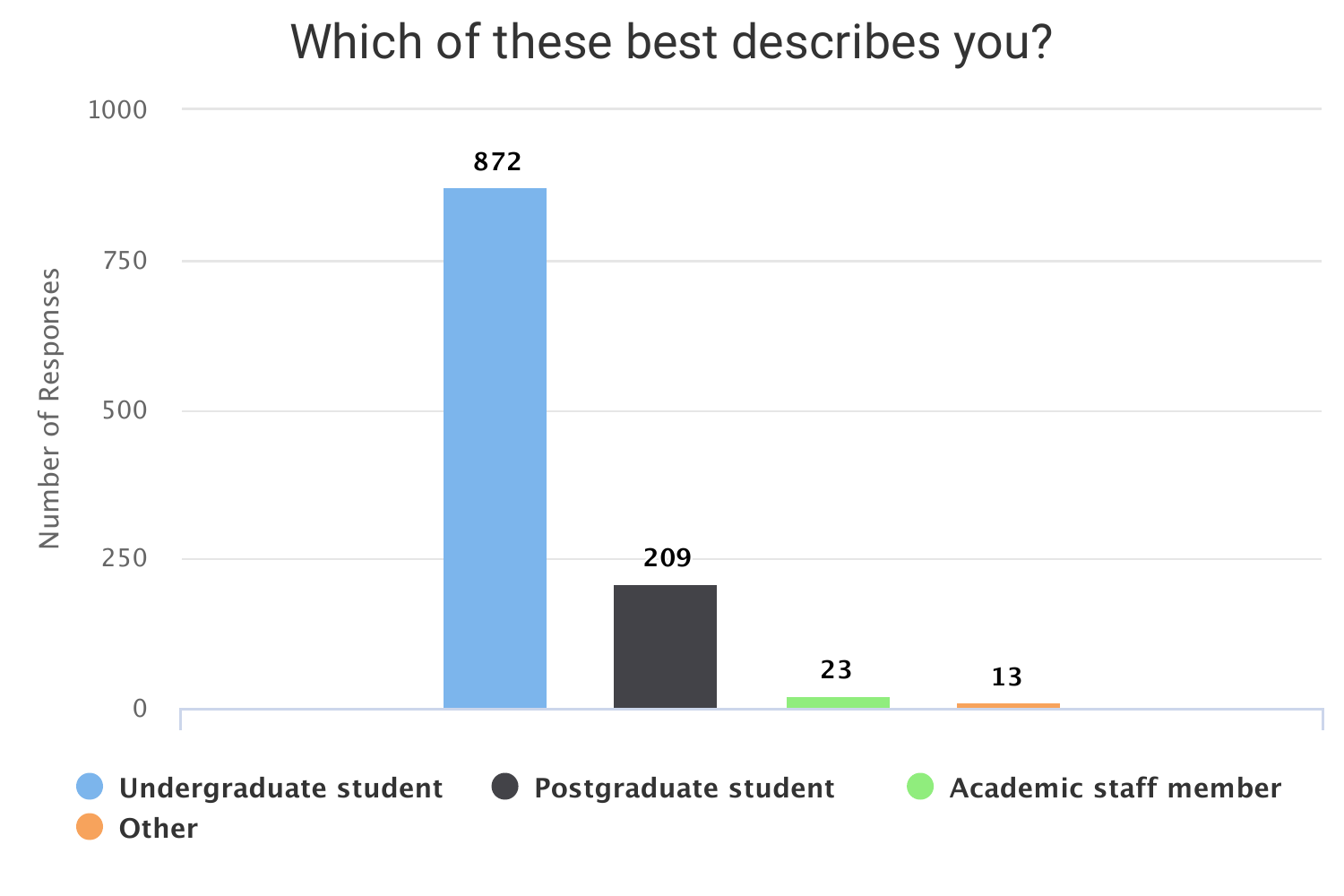# Which of these best describes you?

| Response | Number of Responses |
| --- | --- |
| Undergraduate student | 872 |
| Postgraduate student | 209 |
| Academic staff member | 23 |
| Other | 13 |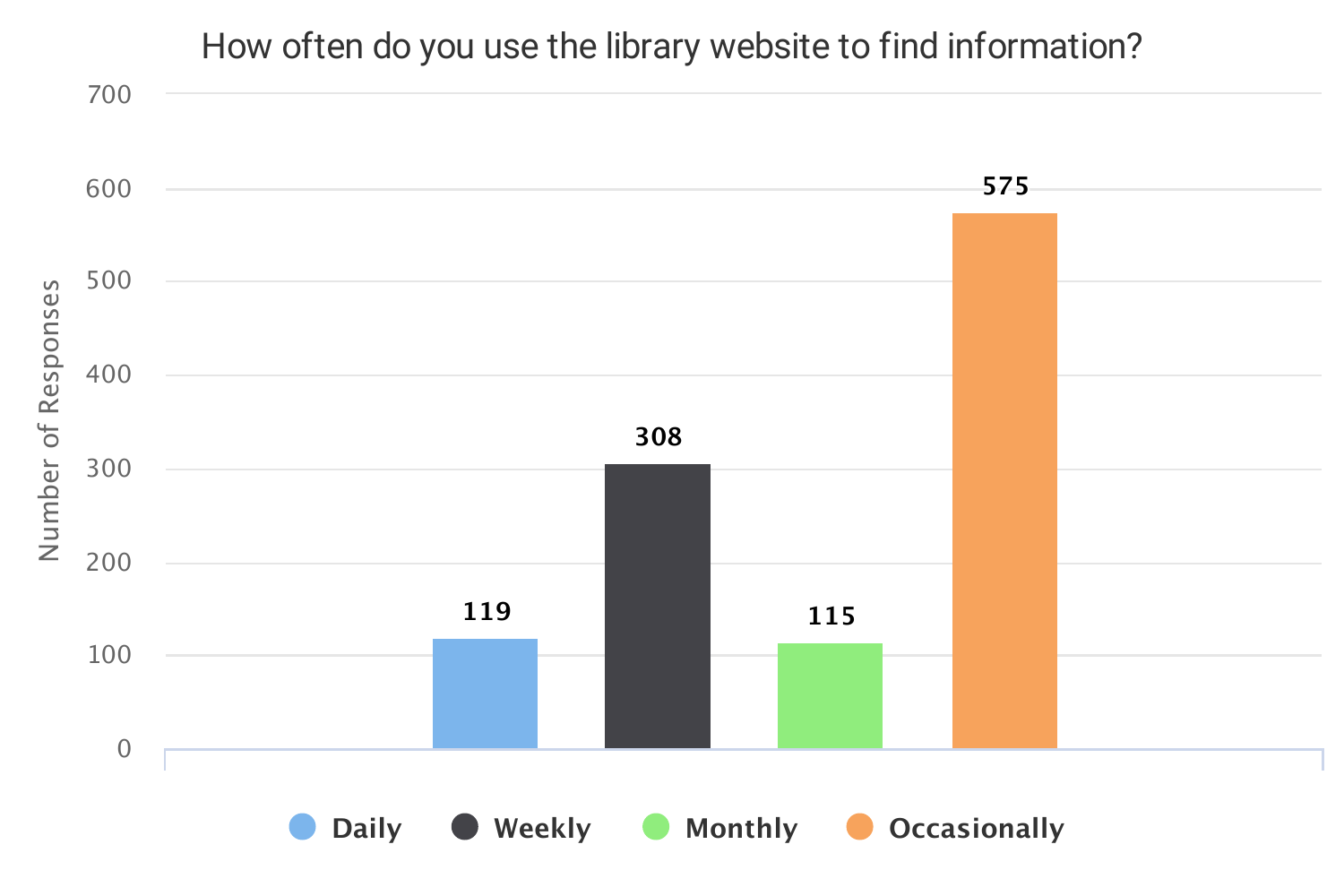## How often do you use the library website to find information?

| Response | Number of Responses |
| --- | --- |
| Daily | 119 |
| Weekly | 308 |
| Monthly | 115 |
| Occasionally | 575 |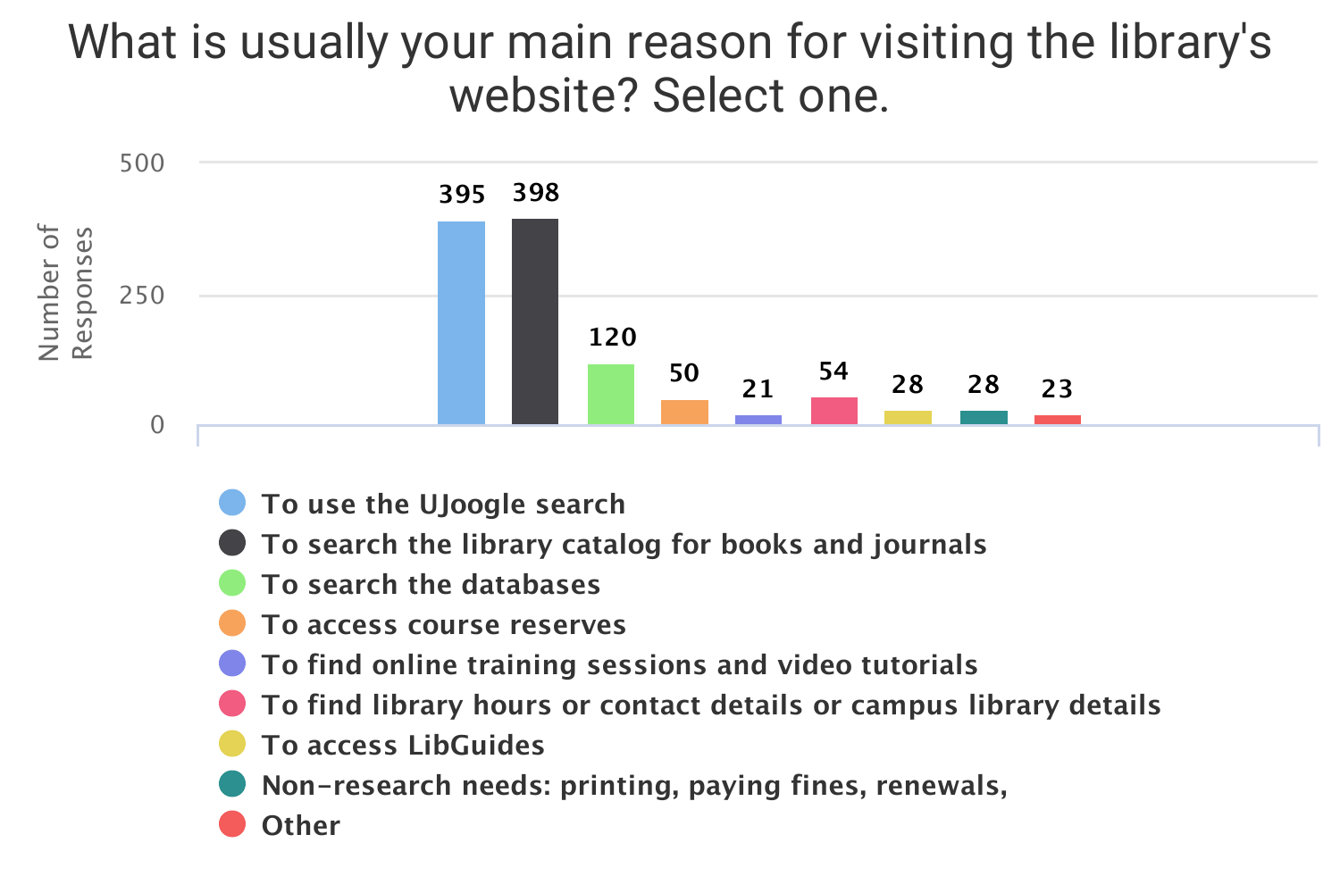# What is usually your main reason for visiting the library's website? Select one.

| Response | Number of Responses |
| --- | --- |
| To use the UJoogle search | 395 |
| To search the library catalog for books and journals | 398 |
| To search the databases | 120 |
| To access course reserves | 50 |
| To find online training sessions and video tutorials | 21 |
| To find library hours or contact details or campus library details | 54 |
| To access LibGuides | 28 |
| Non-research needs: printing, paying fines, renewals, | 28 |
| Other | 23 |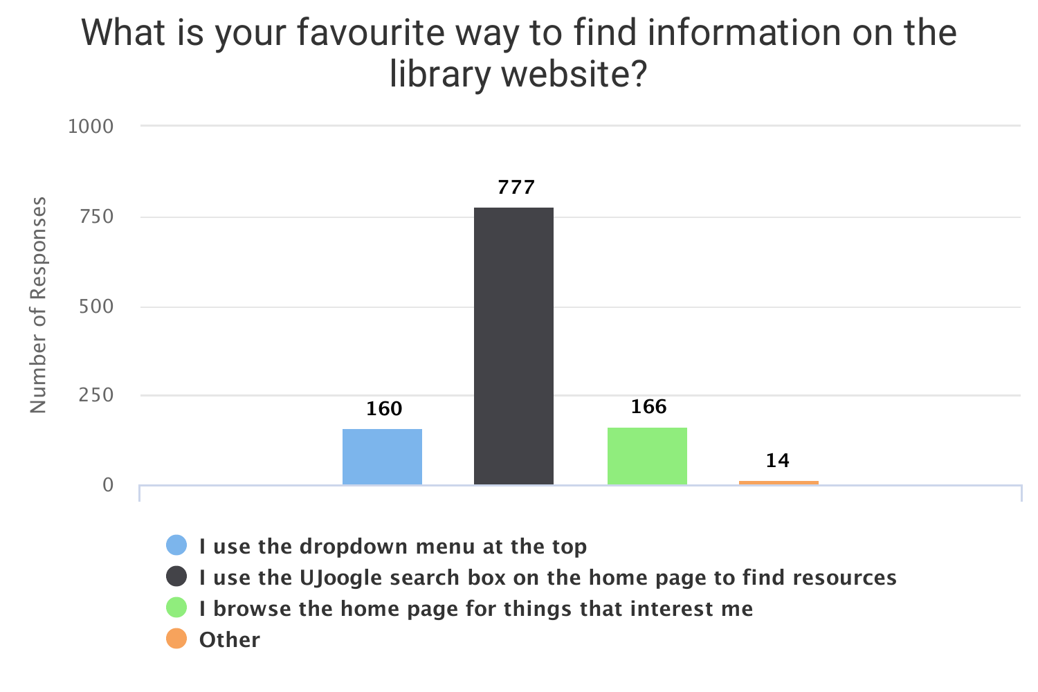# What is your favourite way to find information on the library website?

| Response | Number of Responses |
| --- | --- |
| I use the dropdown menu at the top | 160 |
| I use the UJoogle search box on the home page to find resources | 777 |
| I browse the home page for things that interest me | 166 |
| Other | 14 |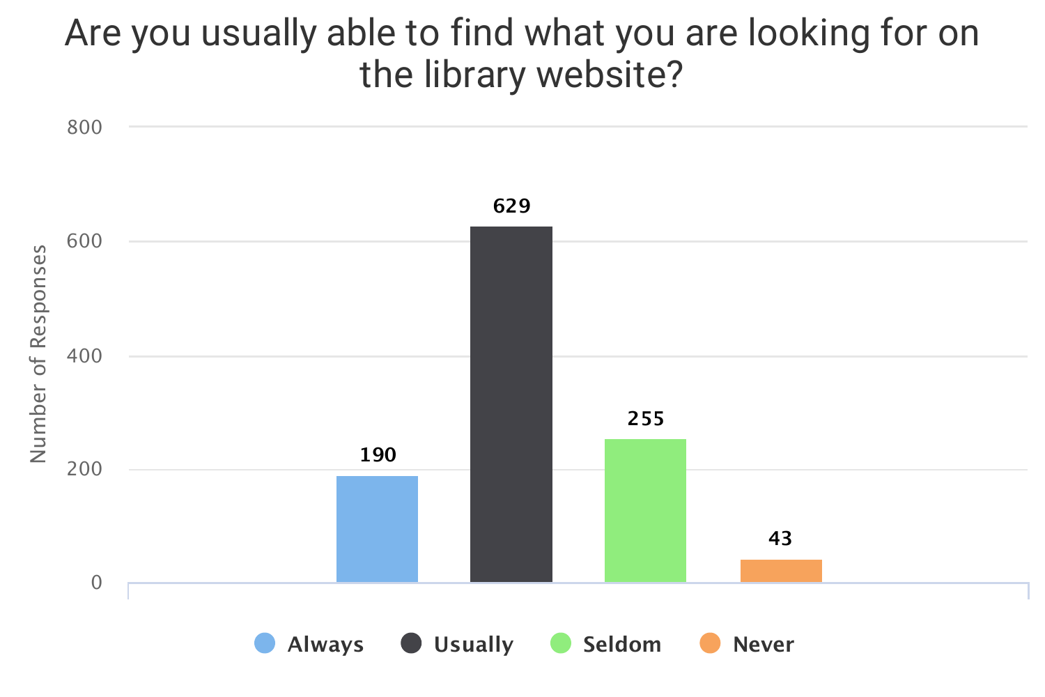## Are you usually able to find what you are looking for on the library website?

| Response | Number of Responses |
| --- | --- |
| Always | 190 |
| Usually | 629 |
| Seldom | 255 |
| Never | 43 |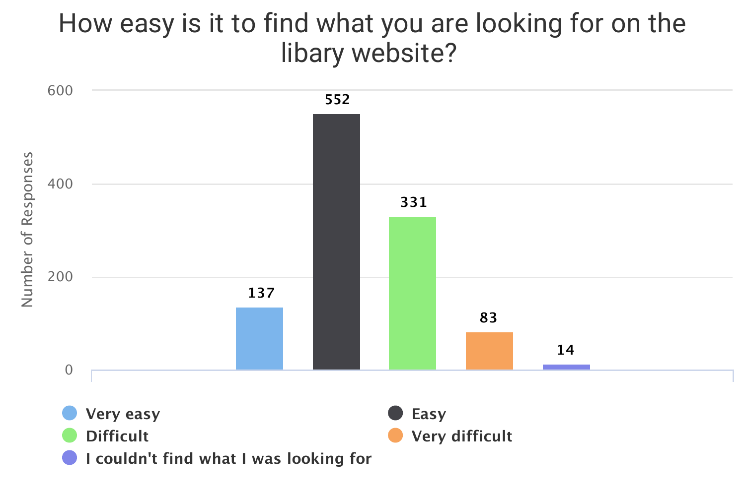# How easy is it to find what you are looking for on the libary website?

| Response | Number of Responses |
| --- | --- |
| Very easy | 137 |
| Easy | 552 |
| Difficult | 331 |
| Very difficult | 83 |
| I couldn't find what I was looking for | 14 |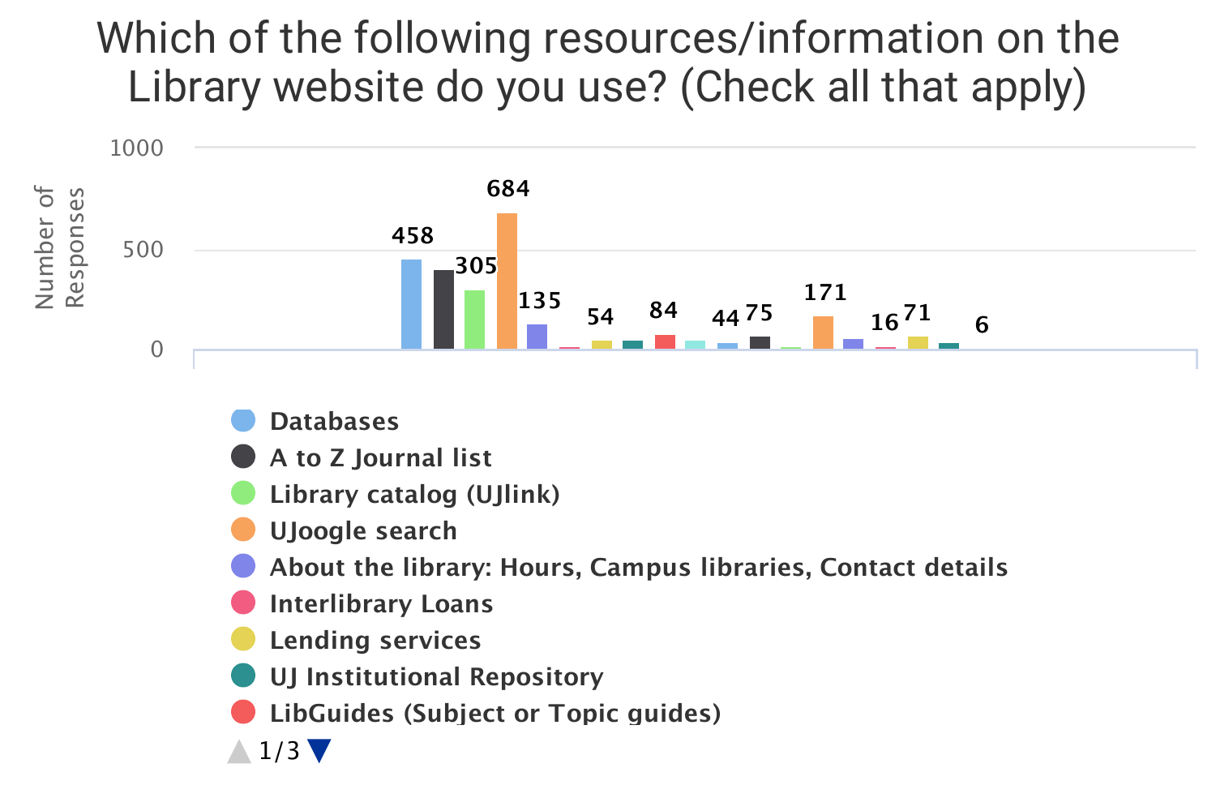# Which of the following resources/information on the Library website do you use? (Check all that apply)

Number of Responses

1000

500

0

458 | 305 | 684 | 135 | 54 | 84 | 44 | 75 | 171 | 16 | 71 | 6

- Databases
- A to Z Journal list
- Library catalog (UJlink)
- UJoogle search
- About the library: Hours, Campus libraries, Contact details
- Interlibrary Loans
- Lending services
- UJ Institutional Repository
- LibGuides (Subject or Topic guides)

1/3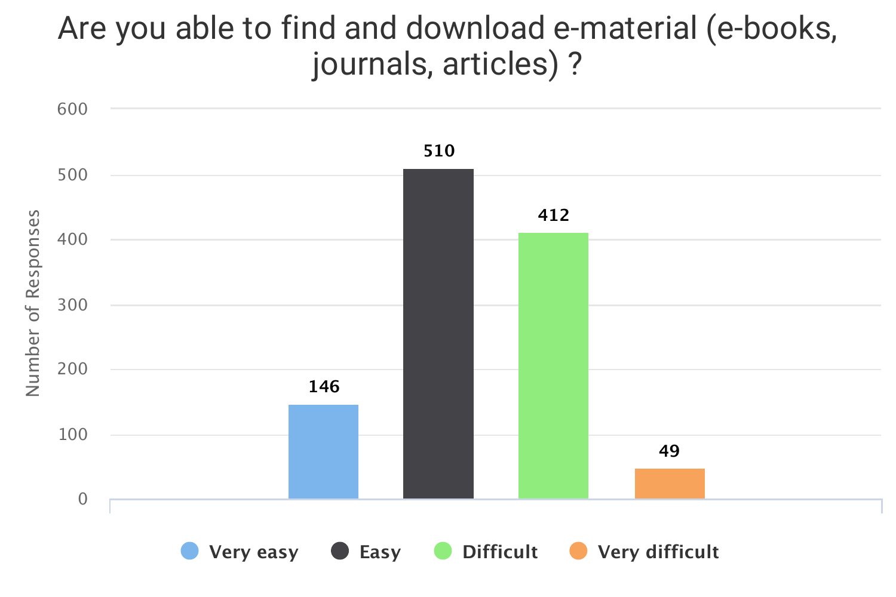Are you able to find and download e-material (e-books, journals, articles) ?

600
500
400
300
200
100
0

Number of Responses

146
510
412
49

Very easy
Easy
Difficult
Very difficult